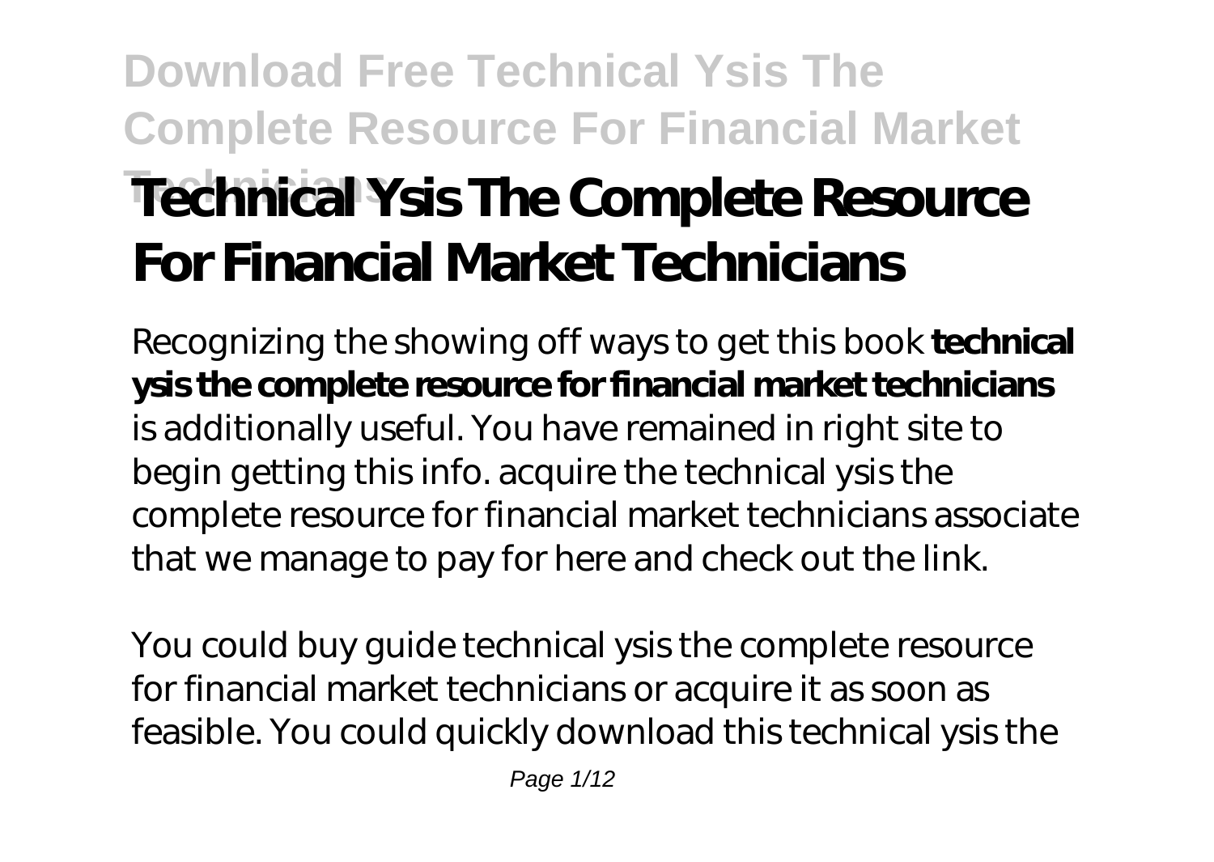# Download Free Technical Ysis The Complete Resource For Financial Market Technicians

# Technical Ysis The Complete Resource For Financial Market Technicians

Recognizing the showing off ways to get this book **technical ysis the complete resource for financial market technicians** is additionally useful. You have remained in right site to begin getting this info. acquire the technical ysis the complete resource for financial market technicians associate that we manage to pay for here and check out the link.

You could buy guide technical ysis the complete resource for financial market technicians or acquire it as soon as feasible. You could quickly download this technical ysis the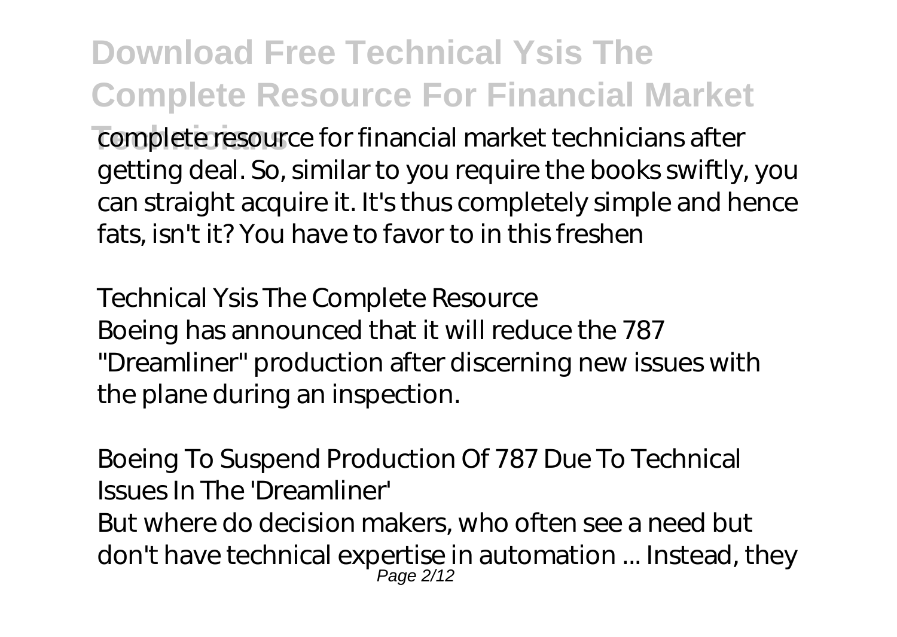complete resource for financial market technicians after getting deal. So, similar to you require the books swiftly, you can straight acquire it. It's thus completely simple and hence fats, isn't it? You have to favor to in this freshen

*Technical Ysis The Complete Resource*

Boeing has announced that it will reduce the 787 "Dreamliner" production after discerning new issues with the plane during an inspection.

*Boeing To Suspend Production Of 787 Due To Technical Issues In The 'Dreamliner'*

But where do decision makers, who often see a need but don't have technical expertise in automation ... Instead, they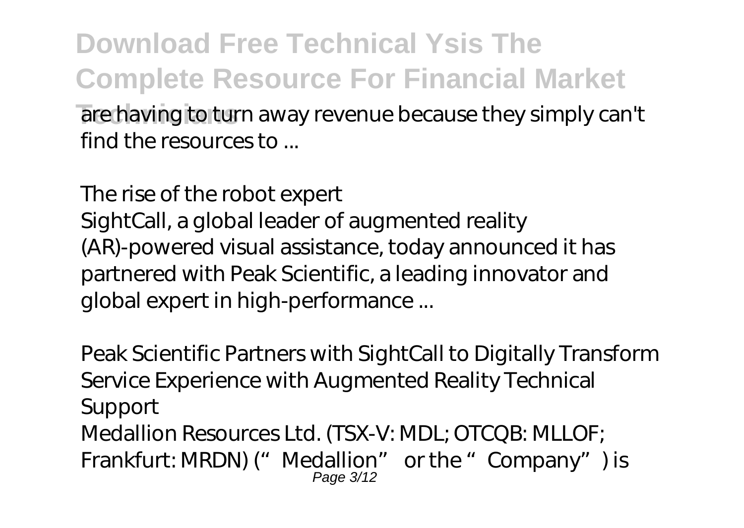are having to turn away revenue because they simply can't find the resources to ...

*The rise of the robot expert*

SightCall, a global leader of augmented reality (AR)-powered visual assistance, today announced it has partnered with Peak Scientific, a leading innovator and global expert in high-performance ...

*Peak Scientific Partners with SightCall to Digitally Transform Service Experience with Augmented Reality Technical Support*

Medallion Resources Ltd. (TSX-V: MDL; OTCQB: MLLOF; Frankfurt: MRDN) ("Medallion" or the "Company") is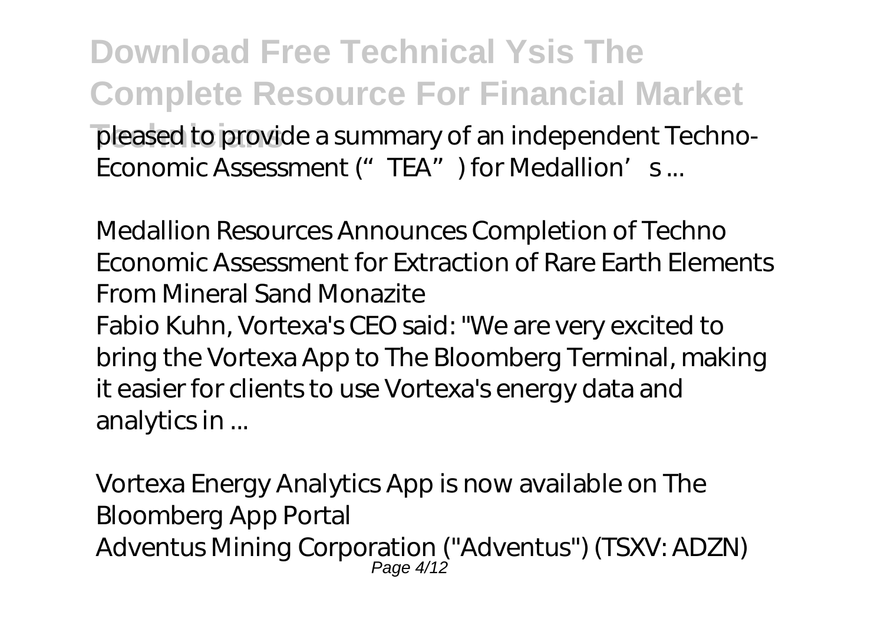pleased to provide a summary of an independent Techno-Economic Assessment ("TEA") for Medallion's ...

*Medallion Resources Announces Completion of Techno Economic Assessment for Extraction of Rare Earth Elements From Mineral Sand Monazite*

Fabio Kuhn, Vortexa's CEO said: "We are very excited to bring the Vortexa App to The Bloomberg Terminal, making it easier for clients to use Vortexa's energy data and analytics in ...

*Vortexa Energy Analytics App is now available on The Bloomberg App Portal*

Adventus Mining Corporation ("Adventus") (TSXV: ADZN)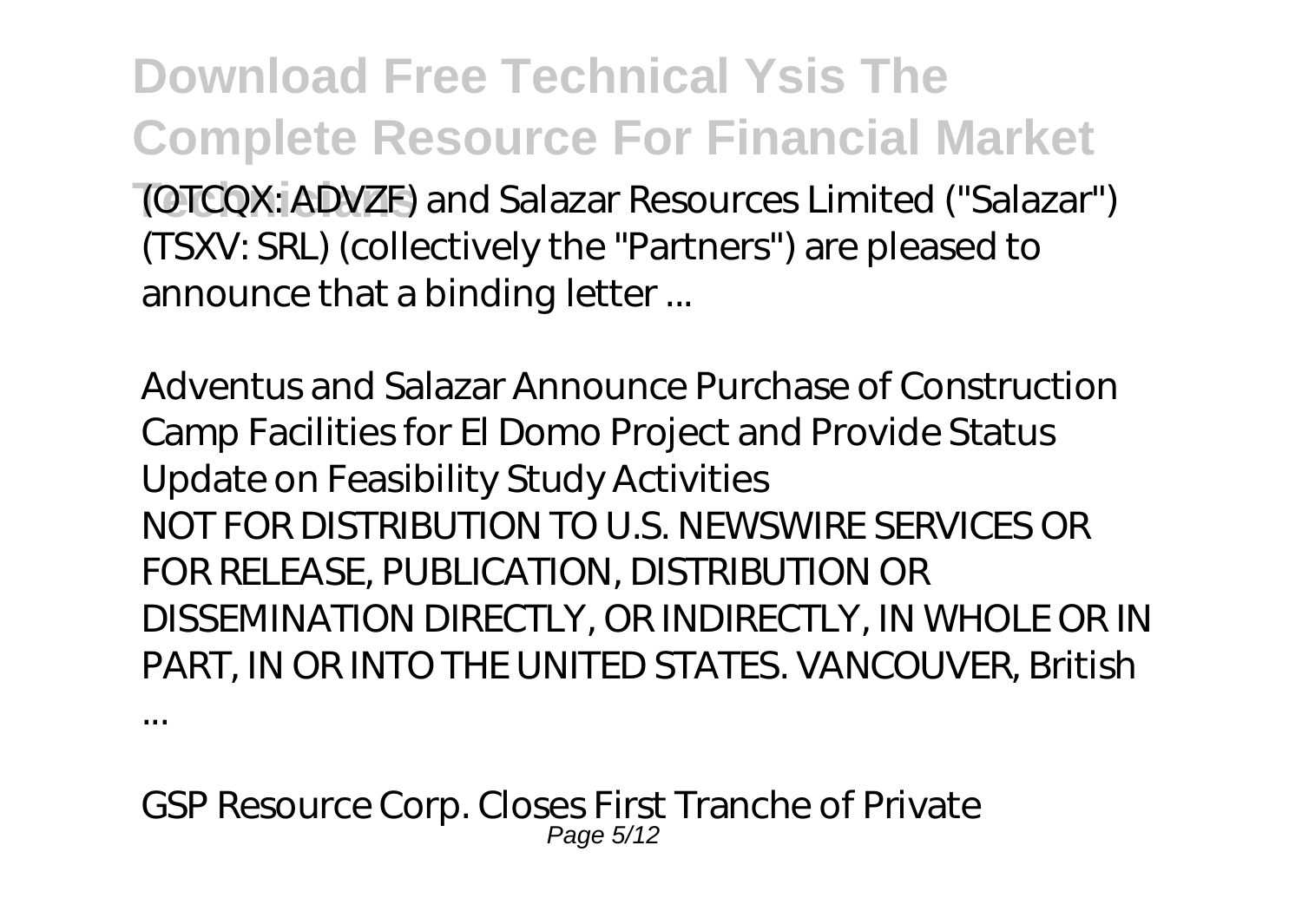(OTCQX: ADVZF) and Salazar Resources Limited ("Salazar") (TSXV: SRL) (collectively the "Partners") are pleased to announce that a binding letter ...

*Adventus and Salazar Announce Purchase of Construction Camp Facilities for El Domo Project and Provide Status Update on Feasibility Study Activities*

NOT FOR DISTRIBUTION TO U.S. NEWSWIRE SERVICES OR FOR RELEASE, PUBLICATION, DISTRIBUTION OR DISSEMINATION DIRECTLY, OR INDIRECTLY, IN WHOLE OR IN PART, IN OR INTO THE UNITED STATES. VANCOUVER, British ...

*GSP Resource Corp. Closes First Tranche of Private*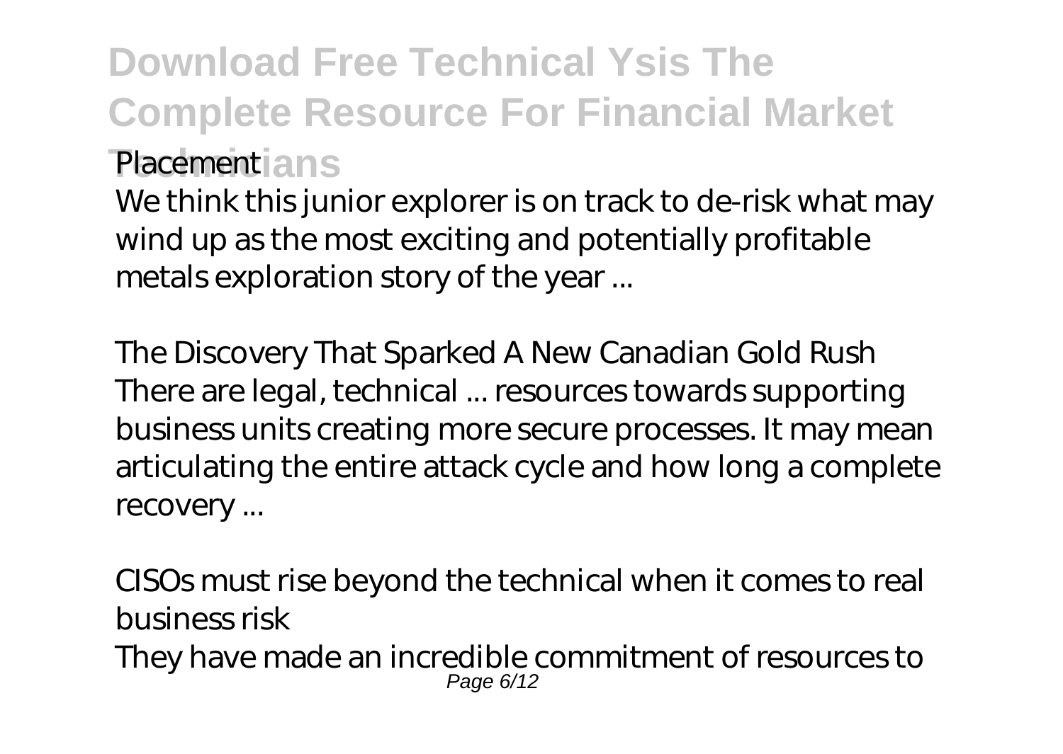*Placement*

We think this junior explorer is on track to de-risk what may wind up as the most exciting and potentially profitable metals exploration story of the year ...

*The Discovery That Sparked A New Canadian Gold Rush*

There are legal, technical ... resources towards supporting business units creating more secure processes. It may mean articulating the entire attack cycle and how long a complete recovery ...

*CISOs must rise beyond the technical when it comes to real business risk*

They have made an incredible commitment of resources to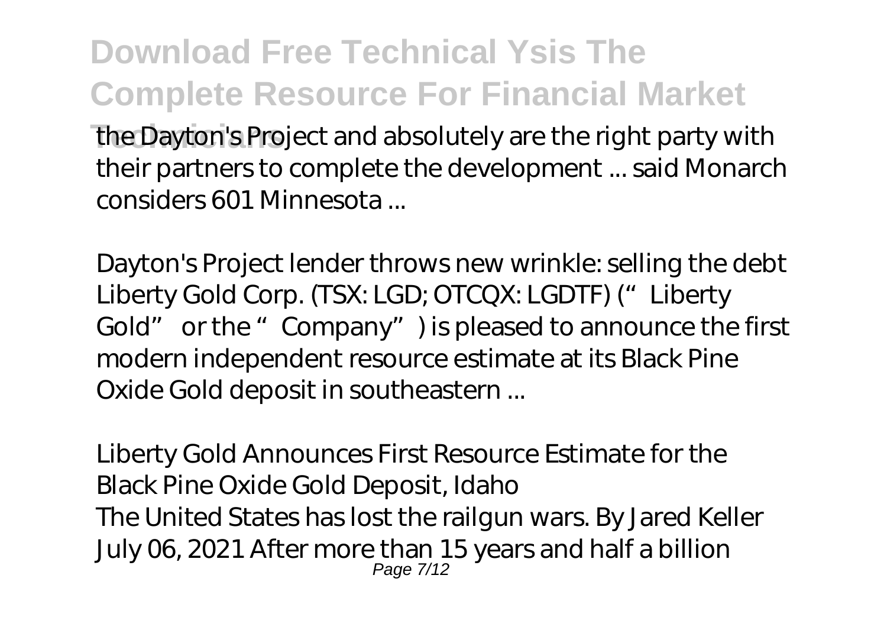the Dayton's Project and absolutely are the right party with their partners to complete the development ... said Monarch considers 601 Minnesota ...

*Dayton's Project lender throws new wrinkle: selling the debt*
Liberty Gold Corp. (TSX: LGD; OTCQX: LGDTF) ("Liberty Gold" or the "Company") is pleased to announce the first modern independent resource estimate at its Black Pine Oxide Gold deposit in southeastern ...

*Liberty Gold Announces First Resource Estimate for the Black Pine Oxide Gold Deposit, Idaho*
The United States has lost the railgun wars. By Jared Keller July 06, 2021 After more than 15 years and half a billion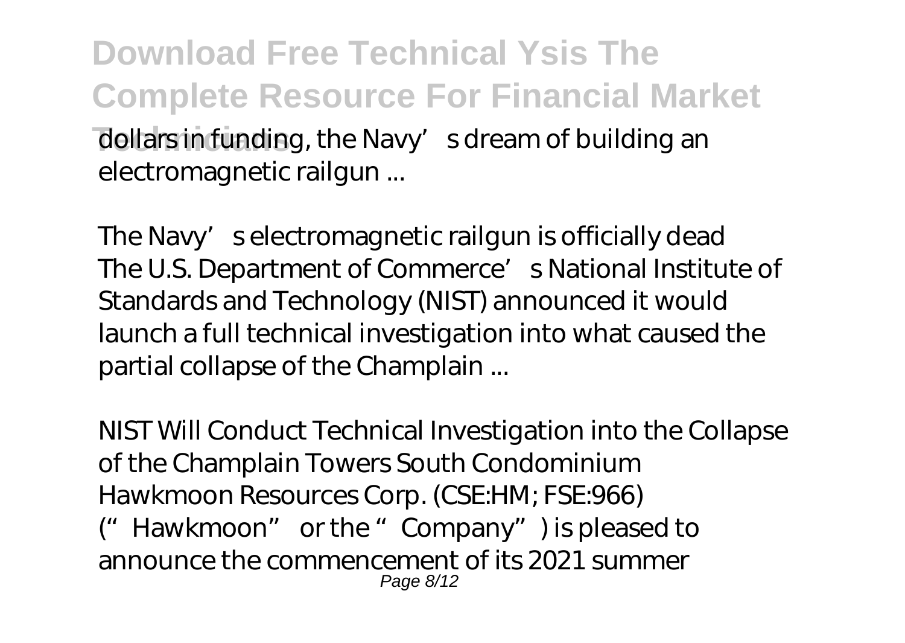dollars in funding, the Navy's dream of building an electromagnetic railgun ...

*The Navy's electromagnetic railgun is officially dead*
The U.S. Department of Commerce's National Institute of Standards and Technology (NIST) announced it would launch a full technical investigation into what caused the partial collapse of the Champlain ...

*NIST Will Conduct Technical Investigation into the Collapse of the Champlain Towers South Condominium*
Hawkmoon Resources Corp. (CSE:HM; FSE:966) ("Hawkmoon" or the "Company") is pleased to announce the commencement of its 2021 summer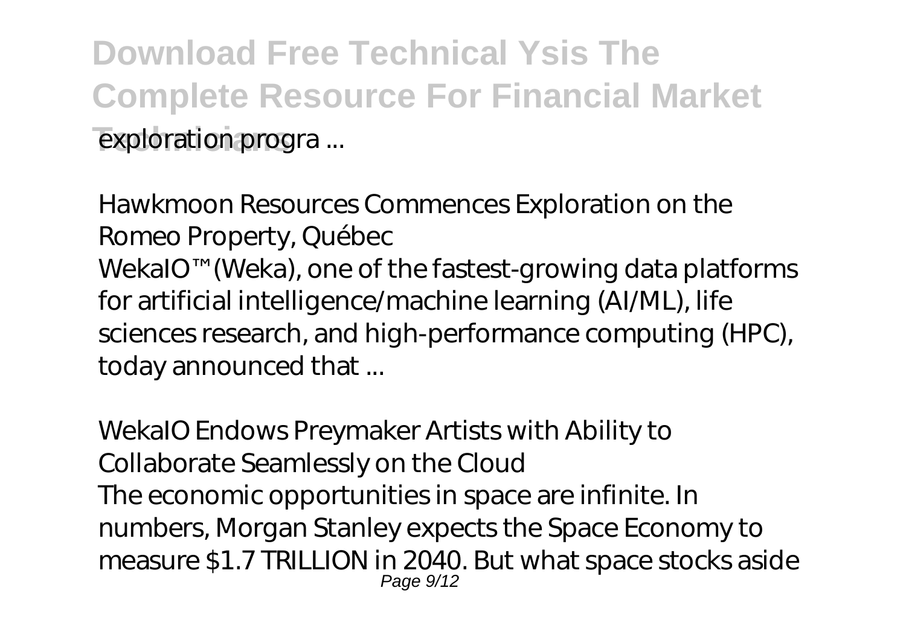exploration progra ...

*Hawkmoon Resources Commences Exploration on the Romeo Property, Québec*

WekaIO™ (Weka), one of the fastest-growing data platforms for artificial intelligence/machine learning (AI/ML), life sciences research, and high-performance computing (HPC), today announced that ...

*WekaIO Endows Preymaker Artists with Ability to Collaborate Seamlessly on the Cloud*

The economic opportunities in space are infinite. In numbers, Morgan Stanley expects the Space Economy to measure $1.7 TRILLION in 2040. But what space stocks aside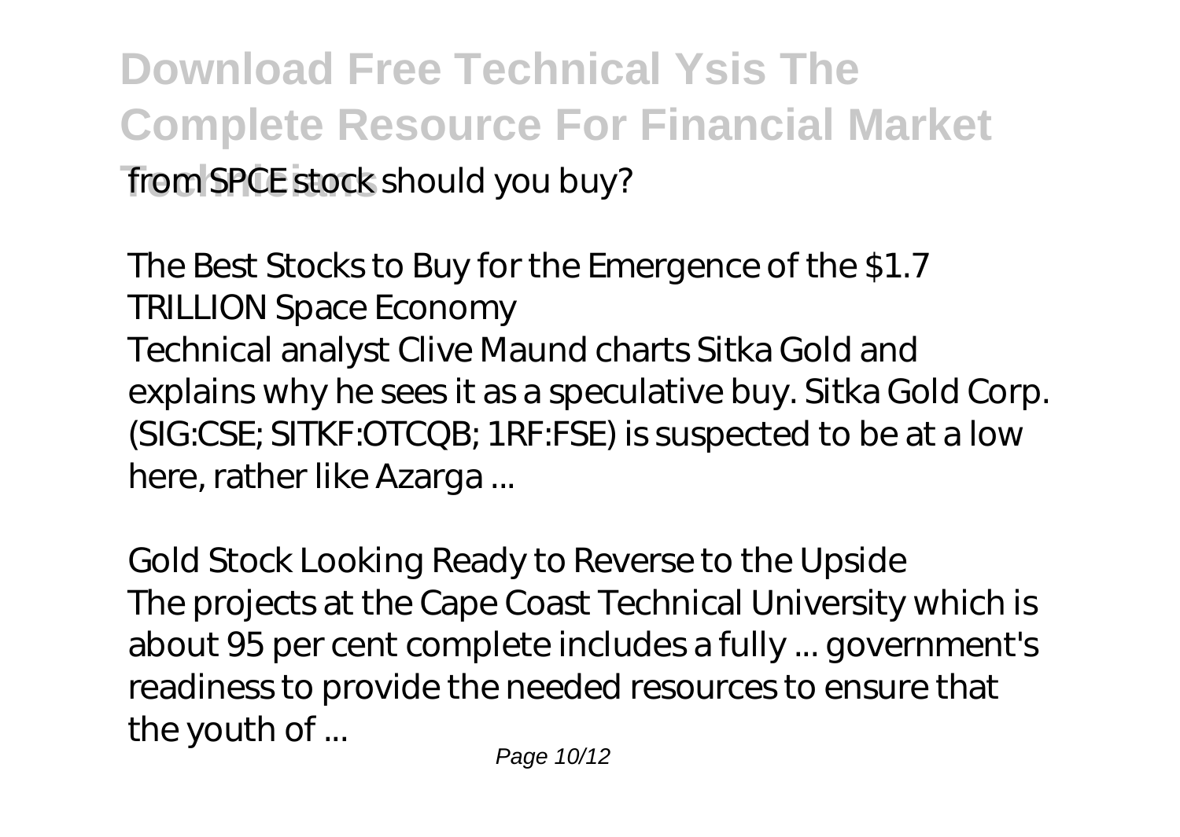from SPCE stock should you buy?

*The Best Stocks to Buy for the Emergence of the $1.7 TRILLION Space Economy*

Technical analyst Clive Maund charts Sitka Gold and explains why he sees it as a speculative buy. Sitka Gold Corp. (SIG:CSE; SITKF:OTCQB; 1RF:FSE) is suspected to be at a low here, rather like Azarga ...

*Gold Stock Looking Ready to Reverse to the Upside*

The projects at the Cape Coast Technical University which is about 95 per cent complete includes a fully ... government's readiness to provide the needed resources to ensure that the youth of ...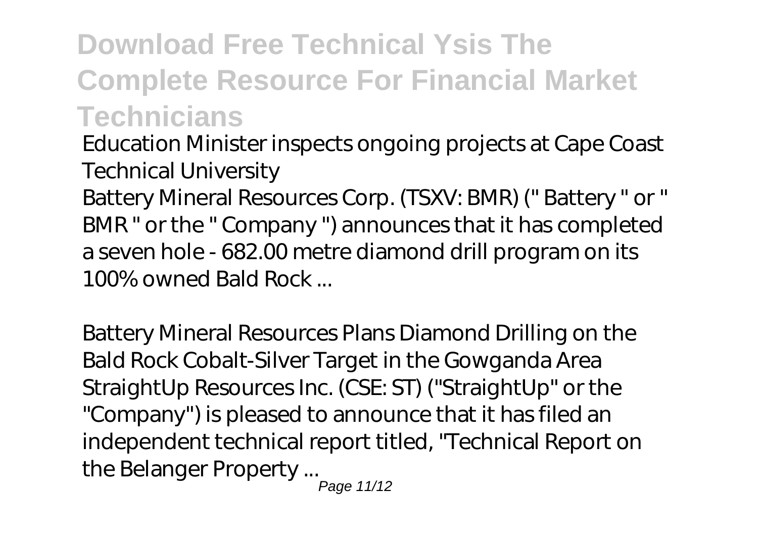# Download Free Technical Ysis The Complete Resource For Financial Market Technicians

*Education Minister inspects ongoing projects at Cape Coast Technical University*

Battery Mineral Resources Corp. (TSXV: BMR) (" Battery " or " BMR " or the " Company ") announces that it has completed a seven hole - 682.00 metre diamond drill program on its 100% owned Bald Rock ...

*Battery Mineral Resources Plans Diamond Drilling on the Bald Rock Cobalt-Silver Target in the Gowganda Area*

StraightUp Resources Inc. (CSE: ST) ("StraightUp" or the "Company") is pleased to announce that it has filed an independent technical report titled, "Technical Report on the Belanger Property ...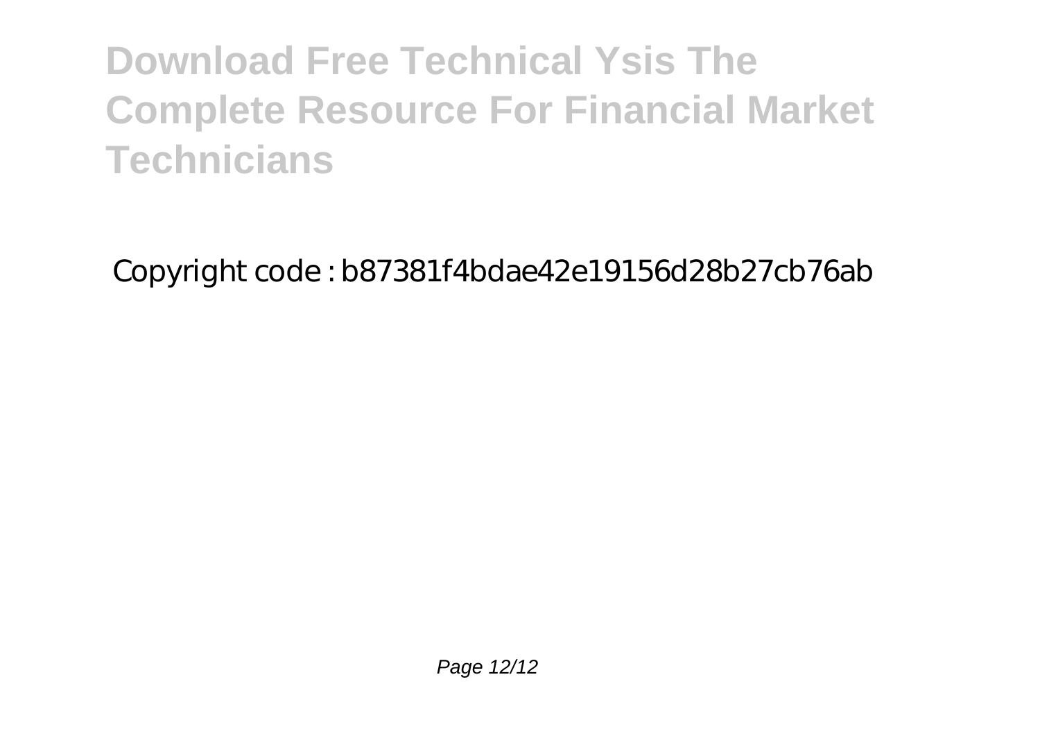Copyright code : b87381f4bdae42e19156d28b27cb76ab